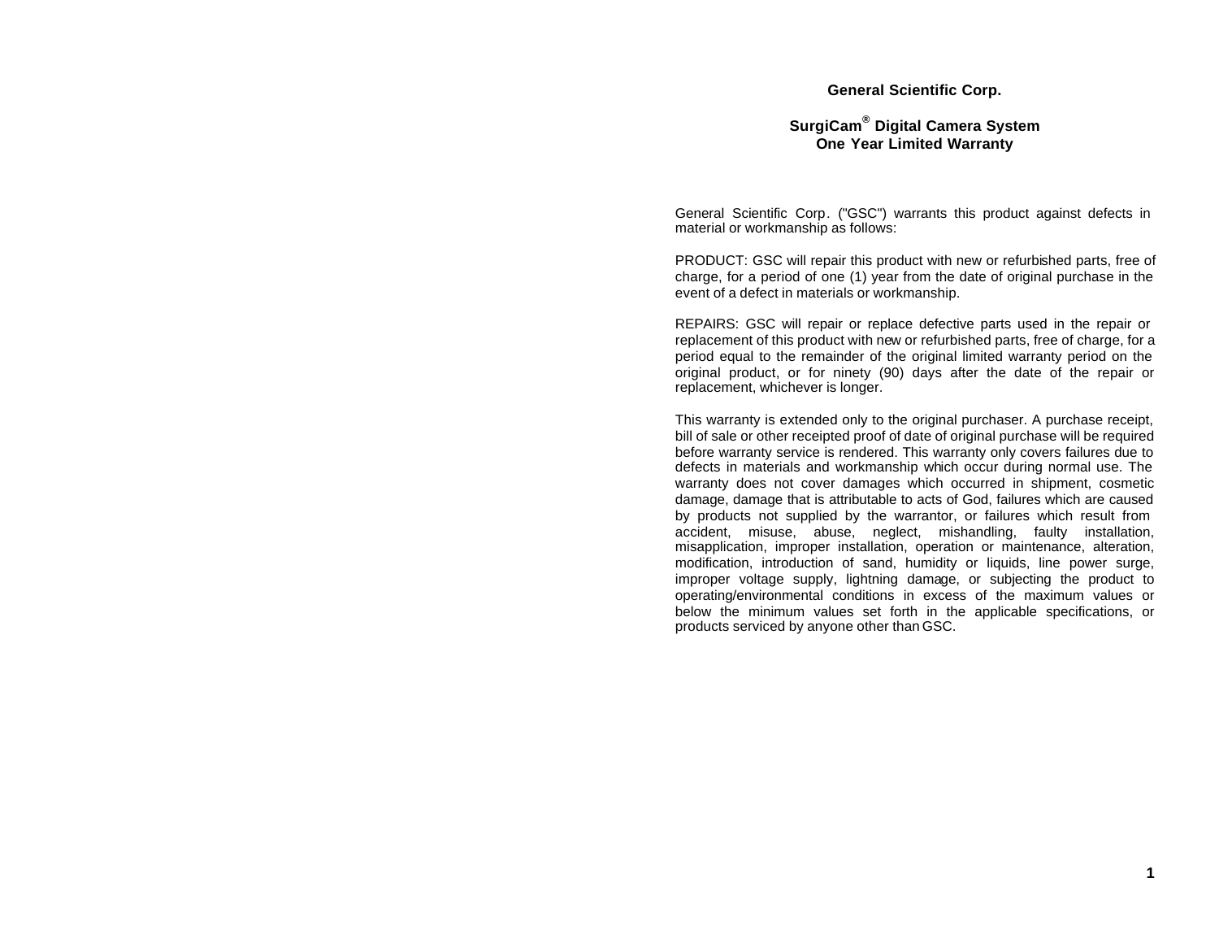# General Scientific Corp.

## SurgiCam® Digital Camera System
## One Year Limited Warranty

General Scientific Corp. ("GSC") warrants this product against defects in material or workmanship as follows:

PRODUCT: GSC will repair this product with new or refurbished parts, free of charge, for a period of one (1) year from the date of original purchase in the event of a defect in materials or workmanship.

REPAIRS: GSC will repair or replace defective parts used in the repair or replacement of this product with new or refurbished parts, free of charge, for a period equal to the remainder of the original limited warranty period on the original product, or for ninety (90) days after the date of the repair or replacement, whichever is longer.

This warranty is extended only to the original purchaser. A purchase receipt, bill of sale or other receipted proof of date of original purchase will be required before warranty service is rendered. This warranty only covers failures due to defects in materials and workmanship which occur during normal use. The warranty does not cover damages which occurred in shipment, cosmetic damage, damage that is attributable to acts of God, failures which are caused by products not supplied by the warrantor, or failures which result from accident, misuse, abuse, neglect, mishandling, faulty installation, misapplication, improper installation, operation or maintenance, alteration, modification, introduction of sand, humidity or liquids, line power surge, improper voltage supply, lightning damage, or subjecting the product to operating/environmental conditions in excess of the maximum values or below the minimum values set forth in the applicable specifications, or products serviced by anyone other than GSC.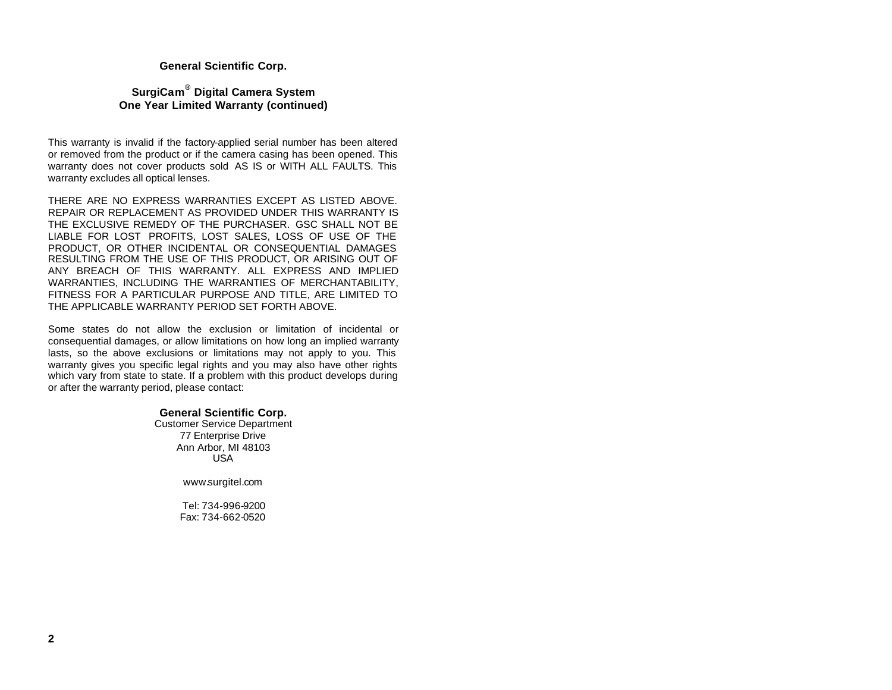**General Scientific Corp.**

**SurgiCam® Digital Camera System**
**One Year Limited Warranty (continued)**

This warranty is invalid if the factory-applied serial number has been altered or removed from the product or if the camera casing has been opened. This warranty does not cover products sold AS IS or WITH ALL FAULTS. This warranty excludes all optical lenses.

THERE ARE NO EXPRESS WARRANTIES EXCEPT AS LISTED ABOVE. REPAIR OR REPLACEMENT AS PROVIDED UNDER THIS WARRANTY IS THE EXCLUSIVE REMEDY OF THE PURCHASER. GSC SHALL NOT BE LIABLE FOR LOST PROFITS, LOST SALES, LOSS OF USE OF THE PRODUCT, OR OTHER INCIDENTAL OR CONSEQUENTIAL DAMAGES RESULTING FROM THE USE OF THIS PRODUCT, OR ARISING OUT OF ANY BREACH OF THIS WARRANTY. ALL EXPRESS AND IMPLIED WARRANTIES, INCLUDING THE WARRANTIES OF MERCHANTABILITY, FITNESS FOR A PARTICULAR PURPOSE AND TITLE, ARE LIMITED TO THE APPLICABLE WARRANTY PERIOD SET FORTH ABOVE.

Some states do not allow the exclusion or limitation of incidental or consequential damages, or allow limitations on how long an implied warranty lasts, so the above exclusions or limitations may not apply to you. This warranty gives you specific legal rights and you may also have other rights which vary from state to state. If a problem with this product develops during or after the warranty period, please contact:

**General Scientific Corp.**
Customer Service Department
77 Enterprise Drive
Ann Arbor, MI 48103
USA

www.surgitel.com

Tel: 734-996-9200
Fax: 734-662-0520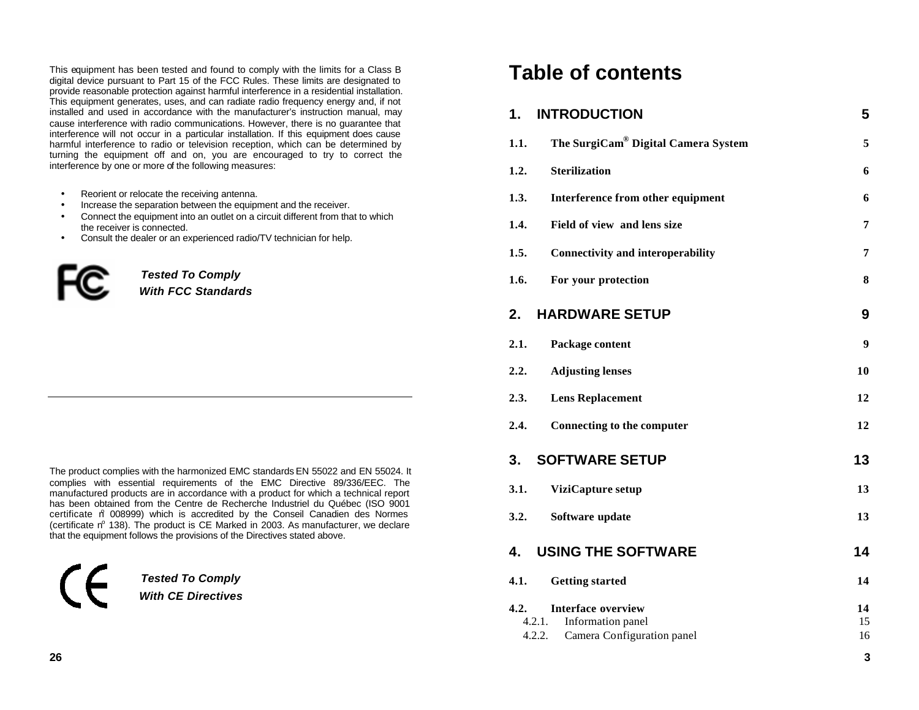This equipment has been tested and found to comply with the limits for a Class B digital device pursuant to Part 15 of the FCC Rules. These limits are designated to provide reasonable protection against harmful interference in a residential installation. This equipment generates, uses, and can radiate radio frequency energy and, if not installed and used in accordance with the manufacturer's instruction manual, may cause interference with radio communications. However, there is no guarantee that interference will not occur in a particular installation. If this equipment does cause harmful interference to radio or television reception, which can be determined by turning the equipment off and on, you are encouraged to try to correct the interference by one or more of the following measures:

- Reorient or relocate the receiving antenna.
- Increase the separation between the equipment and the receiver.
- Connect the equipment into an outlet on a circuit different from that to which the receiver is connected.
- Consult the dealer or an experienced radio/TV technician for help.

***Tested To Comply With FCC Standards***

---

The product complies with the harmonized EMC standards EN 55022 and EN 55024. It complies with essential requirements of the EMC Directive 89/336/EEC. The manufactured products are in accordance with a product for which a technical report has been obtained from the Centre de Recherche Industriel du Québec (ISO 9001 certificate nº 008999) which is accredited by the Conseil Canadien des Normes (certificate nº 138). The product is CE Marked in 2003. As manufacturer, we declare that the equipment follows the provisions of the Directives stated above.

***Tested To Comply With CE Directives***

# Table of contents

| | | |
|---|---|---|
| **1.** | **INTRODUCTION** | **5** |
| **1.1.** | **The SurgiCam® Digital Camera System** | **5** |
| **1.2.** | **Sterilization** | **6** |
| **1.3.** | **Interference from other equipment** | **6** |
| **1.4.** | **Field of view and lens size** | **7** |
| **1.5.** | **Connectivity and interoperability** | **7** |
| **1.6.** | **For your protection** | **8** |
| **2.** | **HARDWARE SETUP** | **9** |
| **2.1.** | **Package content** | **9** |
| **2.2.** | **Adjusting lenses** | **10** |
| **2.3.** | **Lens Replacement** | **12** |
| **2.4.** | **Connecting to the computer** | **12** |
| **3.** | **SOFTWARE SETUP** | **13** |
| **3.1.** | **ViziCapture setup** | **13** |
| **3.2.** | **Software update** | **13** |
| **4.** | **USING THE SOFTWARE** | **14** |
| **4.1.** | **Getting started** | **14** |
| **4.2.** | **Interface overview** | **14** |
| 4.2.1. | Information panel | 15 |
| 4.2.2. | Camera Configuration panel | 16 |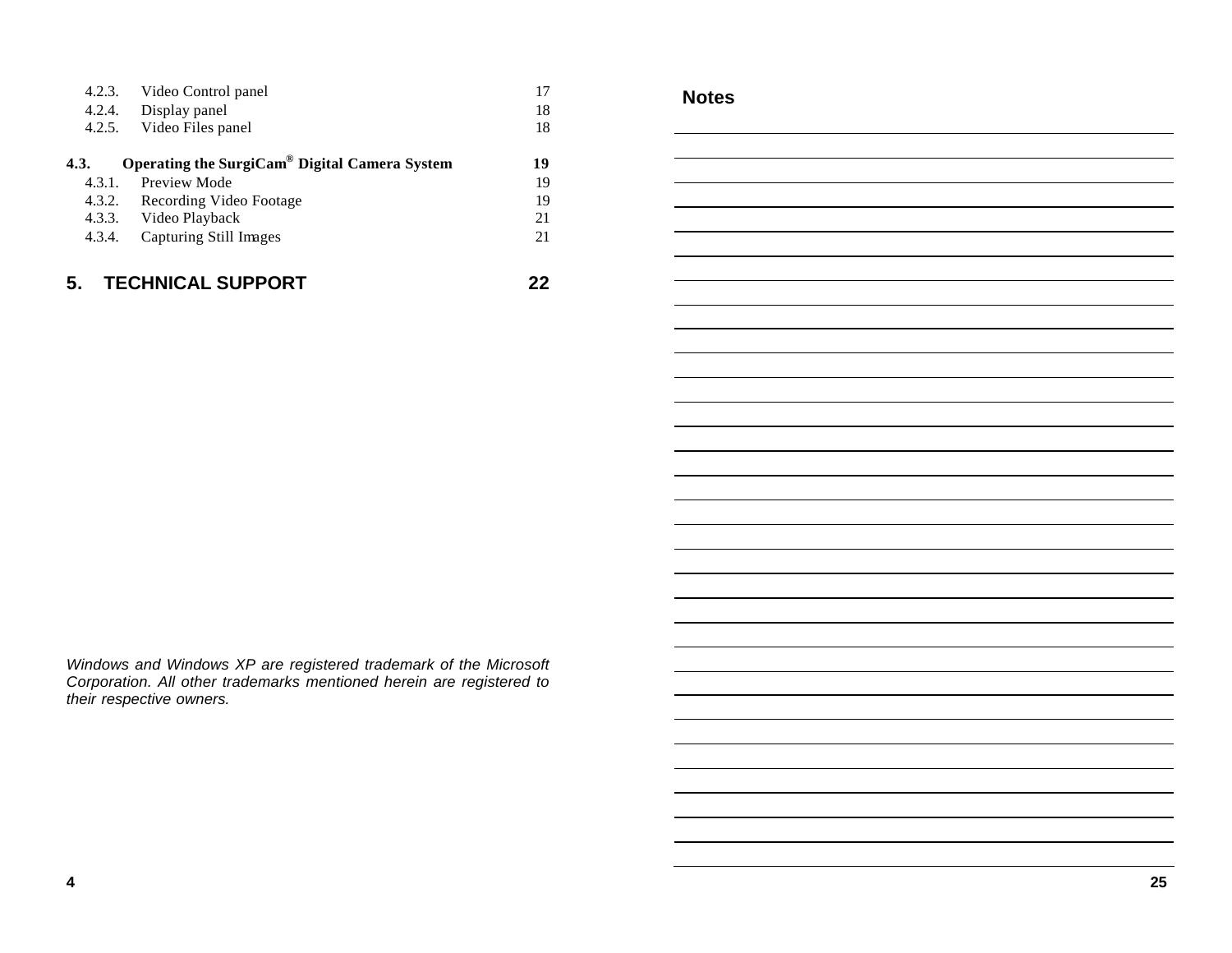| | | |
|---|---|---|
| 4.2.3. | Video Control panel | 17 |
| 4.2.4. | Display panel | 18 |
| 4.2.5. | Video Files panel | 18 |
| **4.3.** | **Operating the SurgiCam® Digital Camera System** | **19** |
| 4.3.1. | Preview Mode | 19 |
| 4.3.2. | Recording Video Footage | 19 |
| 4.3.3. | Video Playback | 21 |
| 4.3.4. | Capturing Still Images | 21 |
| **5.** | **TECHNICAL SUPPORT** | **22** |

*Windows and Windows XP are registered trademark of the Microsoft Corporation. All other trademarks mentioned herein are registered to their respective owners.*

## Notes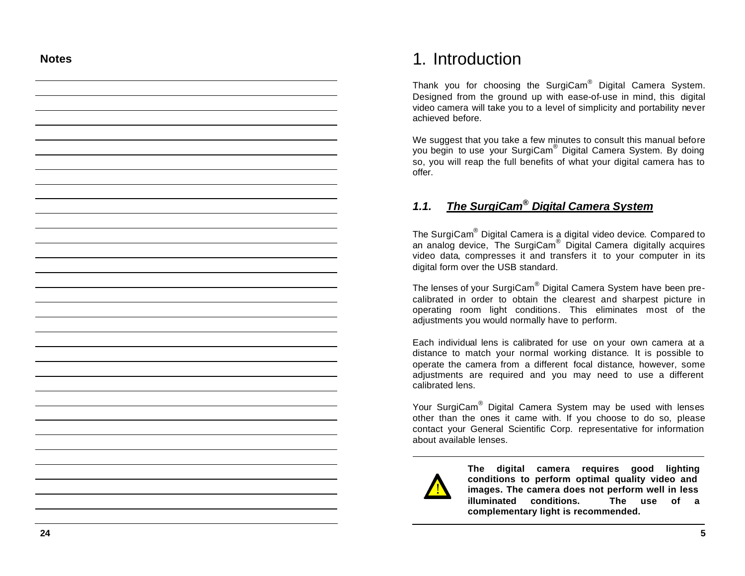## Notes

# 1. Introduction

Thank you for choosing the SurgiCam® Digital Camera System. Designed from the ground up with ease-of-use in mind, this digital video camera will take you to a level of simplicity and portability never achieved before.

We suggest that you take a few minutes to consult this manual before you begin to use your SurgiCam® Digital Camera System. By doing so, you will reap the full benefits of what your digital camera has to offer.

## *1.1. The SurgiCam® Digital Camera System*

The SurgiCam® Digital Camera is a digital video device. Compared to an analog device, The SurgiCam® Digital Camera digitally acquires video data, compresses it and transfers it to your computer in its digital form over the USB standard.

The lenses of your SurgiCam® Digital Camera System have been pre-calibrated in order to obtain the clearest and sharpest picture in operating room light conditions. This eliminates most of the adjustments you would normally have to perform.

Each individual lens is calibrated for use on your own camera at a distance to match your normal working distance. It is possible to operate the camera from a different focal distance, however, some adjustments are required and you may need to use a different calibrated lens.

Your SurgiCam® Digital Camera System may be used with lenses other than the ones it came with. If you choose to do so, please contact your General Scientific Corp. representative for information about available lenses.

**The digital camera requires good lighting conditions to perform optimal quality video and images. The camera does not perform well in less illuminated conditions. The use of a complementary light is recommended.**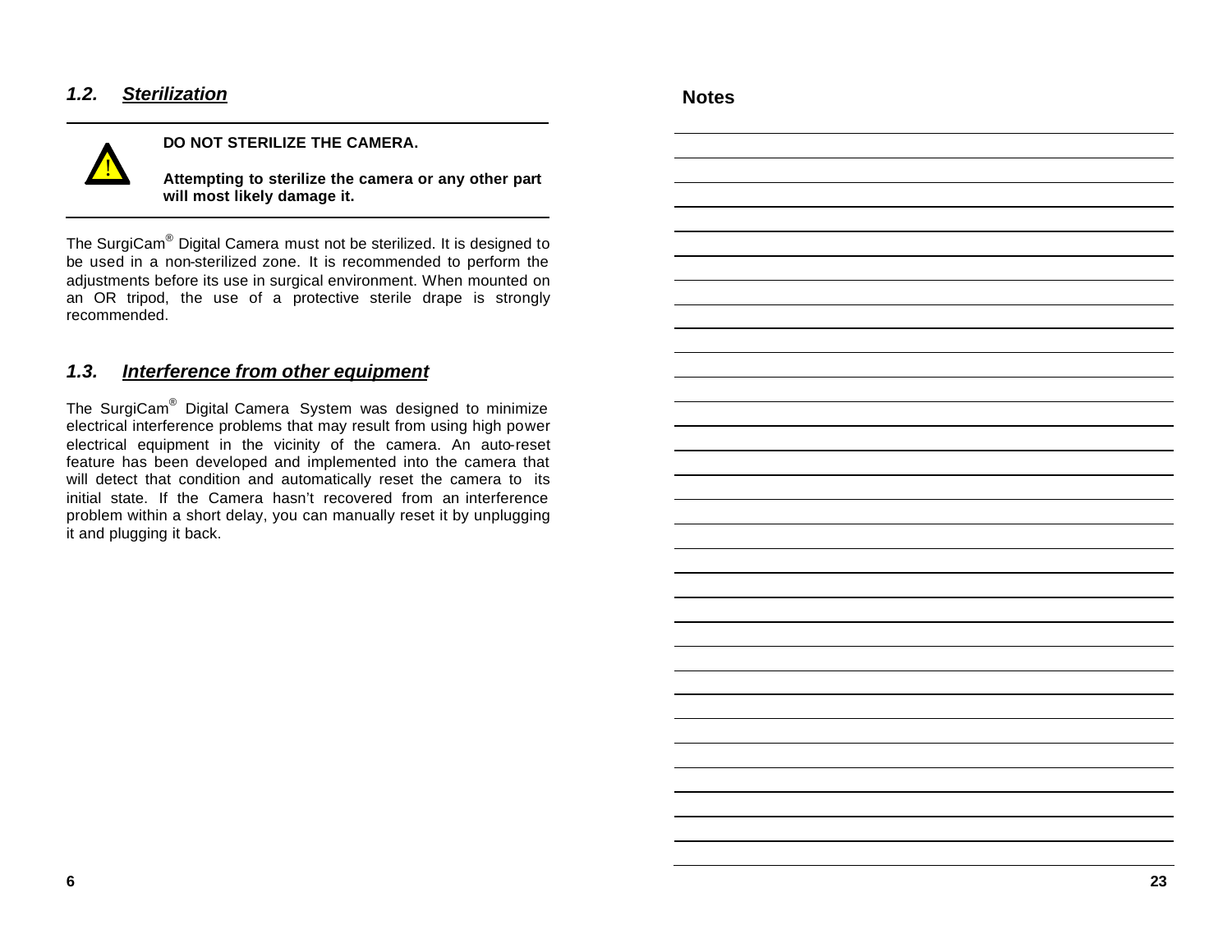## 1.2. Sterilization

---

**DO NOT STERILIZE THE CAMERA.**

**Attempting to sterilize the camera or any other part will most likely damage it.**

---

The SurgiCam® Digital Camera must not be sterilized. It is designed to be used in a non-sterilized zone. It is recommended to perform the adjustments before its use in surgical environment. When mounted on an OR tripod, the use of a protective sterile drape is strongly recommended.

## 1.3. Interference from other equipment

The SurgiCam® Digital Camera System was designed to minimize electrical interference problems that may result from using high power electrical equipment in the vicinity of the camera. An auto-reset feature has been developed and implemented into the camera that will detect that condition and automatically reset the camera to its initial state. If the Camera hasn't recovered from an interference problem within a short delay, you can manually reset it by unplugging it and plugging it back.

## Notes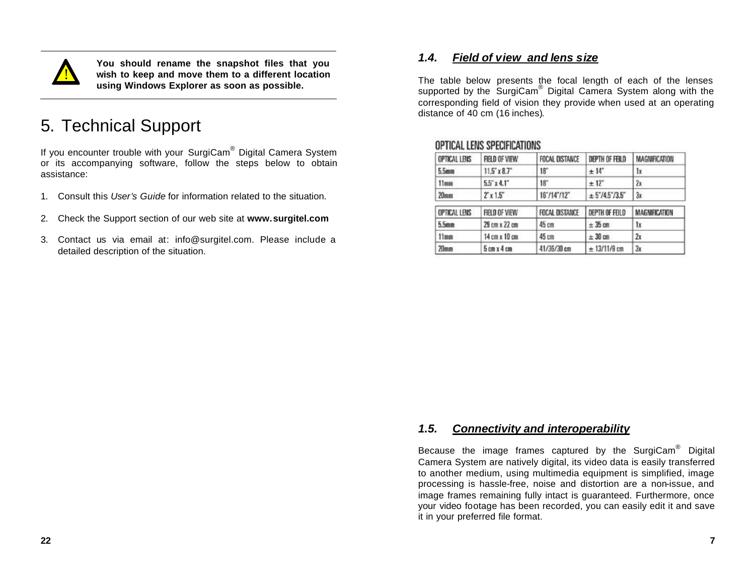> ⚠ **You should rename the snapshot files that you wish to keep and move them to a different location using Windows Explorer as soon as possible.**

# 5. Technical Support

If you encounter trouble with your SurgiCam® Digital Camera System or its accompanying software, follow the steps below to obtain assistance:

1. Consult this *User's Guide* for information related to the situation.
2. Check the Support section of our web site at **www.surgitel.com**
3. Contact us via email at: info@surgitel.com. Please include a detailed description of the situation.

### 1.4. Field of view and lens size

The table below presents the focal length of each of the lenses supported by the SurgiCam® Digital Camera System along with the corresponding field of vision they provide when used at an operating distance of 40 cm (16 inches).

OPTICAL LENS SPECIFICATIONS

| OPTICAL LENS | FIELD OF VIEW | FOCAL DISTANCE | DEPTH OF FEILD | MAGNIFICATION |
|---|---|---|---|---|
| 5.5mm | 11.5" x 8.7" | 18" | ± 14" | 1x |
| 11mm | 5.5" x 4.1" | 18" | ± 12" | 2x |
| 20mm | 2" x 1.5" | 16"/14"/12" | ± 5"/4.5"/3.5" | 3x |

| OPTICAL LENS | FIELD OF VIEW | FOCAL DISTANCE | DEPTH OF FEILD | MAGNIFICATION |
|---|---|---|---|---|
| 5.5mm | 29 cm x 22 cm | 45 cm | ± 35 cm | 1x |
| 11mm | 14 cm x 10 cm | 45 cm | ± 30 cm | 2x |
| 20mm | 5 cm x 4 cm | 41/36/30 cm | ± 13/11/9 cm | 3x |

### 1.5. Connectivity and interoperability

Because the image frames captured by the SurgiCam® Digital Camera System are natively digital, its video data is easily transferred to another medium, using multimedia equipment is simplified, image processing is hassle-free, noise and distortion are a non-issue, and image frames remaining fully intact is guaranteed. Furthermore, once your video footage has been recorded, you can easily edit it and save it in your preferred file format.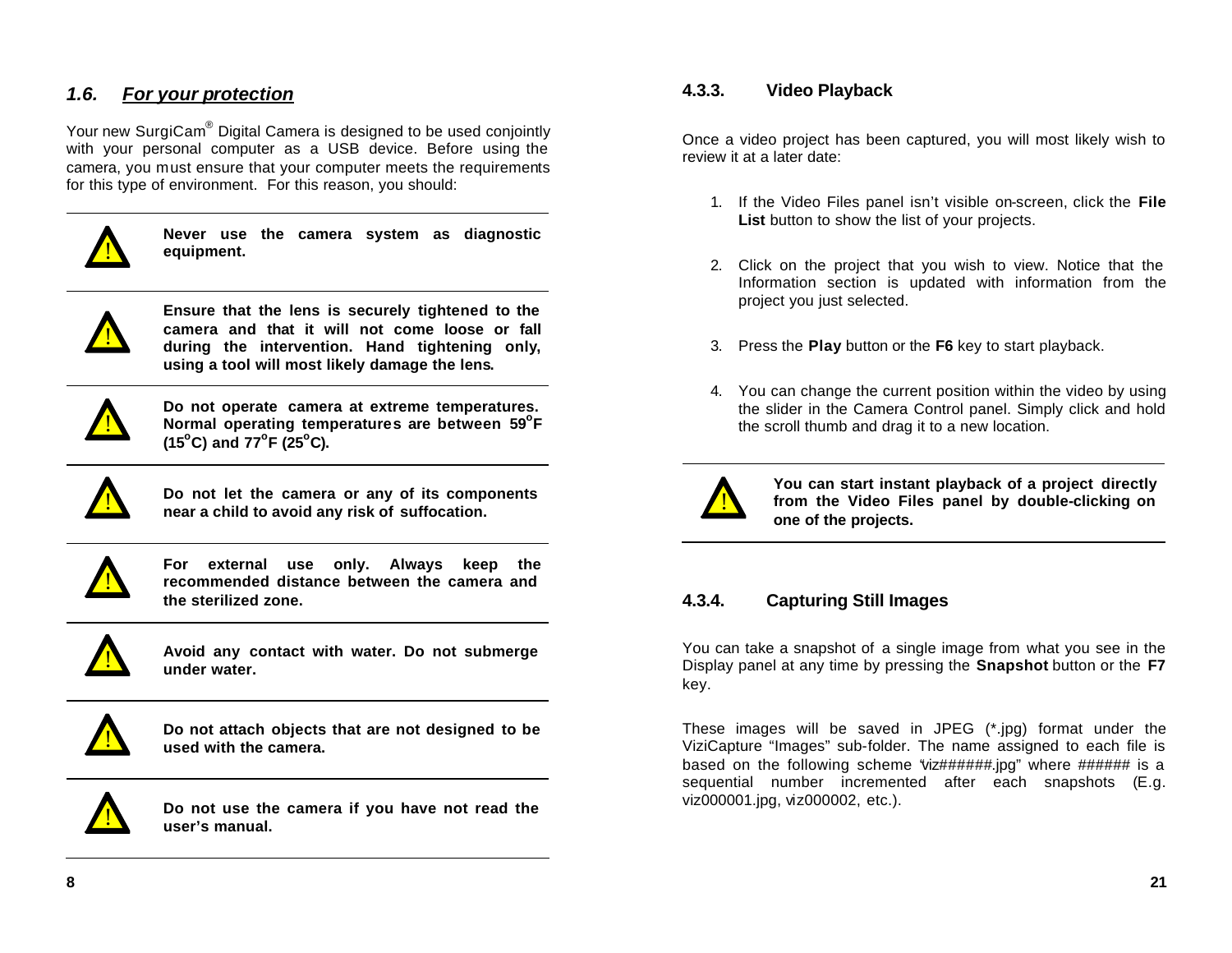## *1.6. For your protection*

Your new SurgiCam® Digital Camera is designed to be used conjointly with your personal computer as a USB device. Before using the camera, you must ensure that your computer meets the requirements for this type of environment. For this reason, you should:

---

⚠ **Never use the camera system as diagnostic equipment.**

---

⚠ **Ensure that the lens is securely tightened to the camera and that it will not come loose or fall during the intervention. Hand tightening only, using a tool will most likely damage the lens.**

---

⚠ **Do not operate camera at extreme temperatures. Normal operating temperatures are between 59°F (15°C) and 77°F (25°C).**

---

⚠ **Do not let the camera or any of its components near a child to avoid any risk of suffocation.**

---

⚠ **For external use only. Always keep the recommended distance between the camera and the sterilized zone.**

---

⚠ **Avoid any contact with water. Do not submerge under water.**

---

⚠ **Do not attach objects that are not designed to be used with the camera.**

---

⚠ **Do not use the camera if you have not read the user's manual.**

---

### 4.3.3. Video Playback

Once a video project has been captured, you will most likely wish to review it at a later date:

1. If the Video Files panel isn't visible on-screen, click the **File List** button to show the list of your projects.
2. Click on the project that you wish to view. Notice that the Information section is updated with information from the project you just selected.
3. Press the **Play** button or the **F6** key to start playback.
4. You can change the current position within the video by using the slider in the Camera Control panel. Simply click and hold the scroll thumb and drag it to a new location.

---

⚠ **You can start instant playback of a project directly from the Video Files panel by double-clicking on one of the projects.**

---

### 4.3.4. Capturing Still Images

You can take a snapshot of a single image from what you see in the Display panel at any time by pressing the **Snapshot** button or the **F7** key.

These images will be saved in JPEG (*.jpg) format under the ViziCapture "Images" sub-folder. The name assigned to each file is based on the following scheme "viz######.jpg" where ###### is a sequential number incremented after each snapshots (E.g. viz000001.jpg, viz000002, etc.).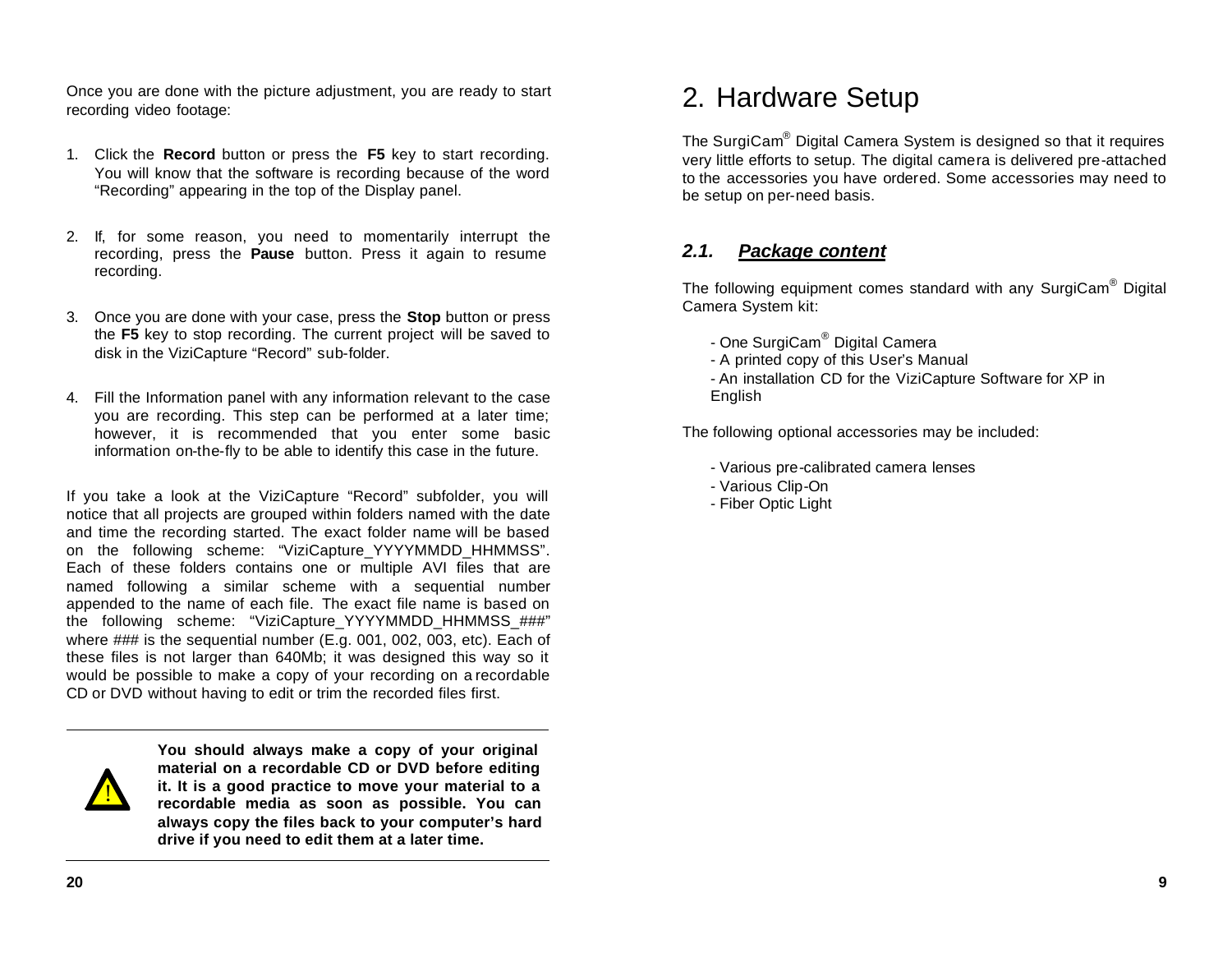Once you are done with the picture adjustment, you are ready to start recording video footage:

1. Click the **Record** button or press the **F5** key to start recording. You will know that the software is recording because of the word “Recording” appearing in the top of the Display panel.

2. If, for some reason, you need to momentarily interrupt the recording, press the **Pause** button. Press it again to resume recording.

3. Once you are done with your case, press the **Stop** button or press the **F5** key to stop recording. The current project will be saved to disk in the ViziCapture “Record” sub-folder.

4. Fill the Information panel with any information relevant to the case you are recording. This step can be performed at a later time; however, it is recommended that you enter some basic information on-the-fly to be able to identify this case in the future.

If you take a look at the ViziCapture “Record” subfolder, you will notice that all projects are grouped within folders named with the date and time the recording started. The exact folder name will be based on the following scheme: “ViziCapture_YYYYMMDD_HHMMSS”. Each of these folders contains one or multiple AVI files that are named following a similar scheme with a sequential number appended to the name of each file. The exact file name is based on the following scheme: “ViziCapture_YYYYMMDD_HHMMSS_###” where ### is the sequential number (E.g. 001, 002, 003, etc). Each of these files is not larger than 640Mb; it was designed this way so it would be possible to make a copy of your recording on a recordable CD or DVD without having to edit or trim the recorded files first.

**You should always make a copy of your original material on a recordable CD or DVD before editing it. It is a good practice to move your material to a recordable media as soon as possible. You can always copy the files back to your computer’s hard drive if you need to edit them at a later time.**

# 2. Hardware Setup

The SurgiCam® Digital Camera System is designed so that it requires very little efforts to setup. The digital camera is delivered pre-attached to the accessories you have ordered. Some accessories may need to be setup on per-need basis.

## ***2.1. Package content***

The following equipment comes standard with any SurgiCam® Digital Camera System kit:

- One SurgiCam® Digital Camera
- A printed copy of this User’s Manual
- An installation CD for the ViziCapture Software for XP in English

The following optional accessories may be included:

- Various pre-calibrated camera lenses
- Various Clip-On
- Fiber Optic Light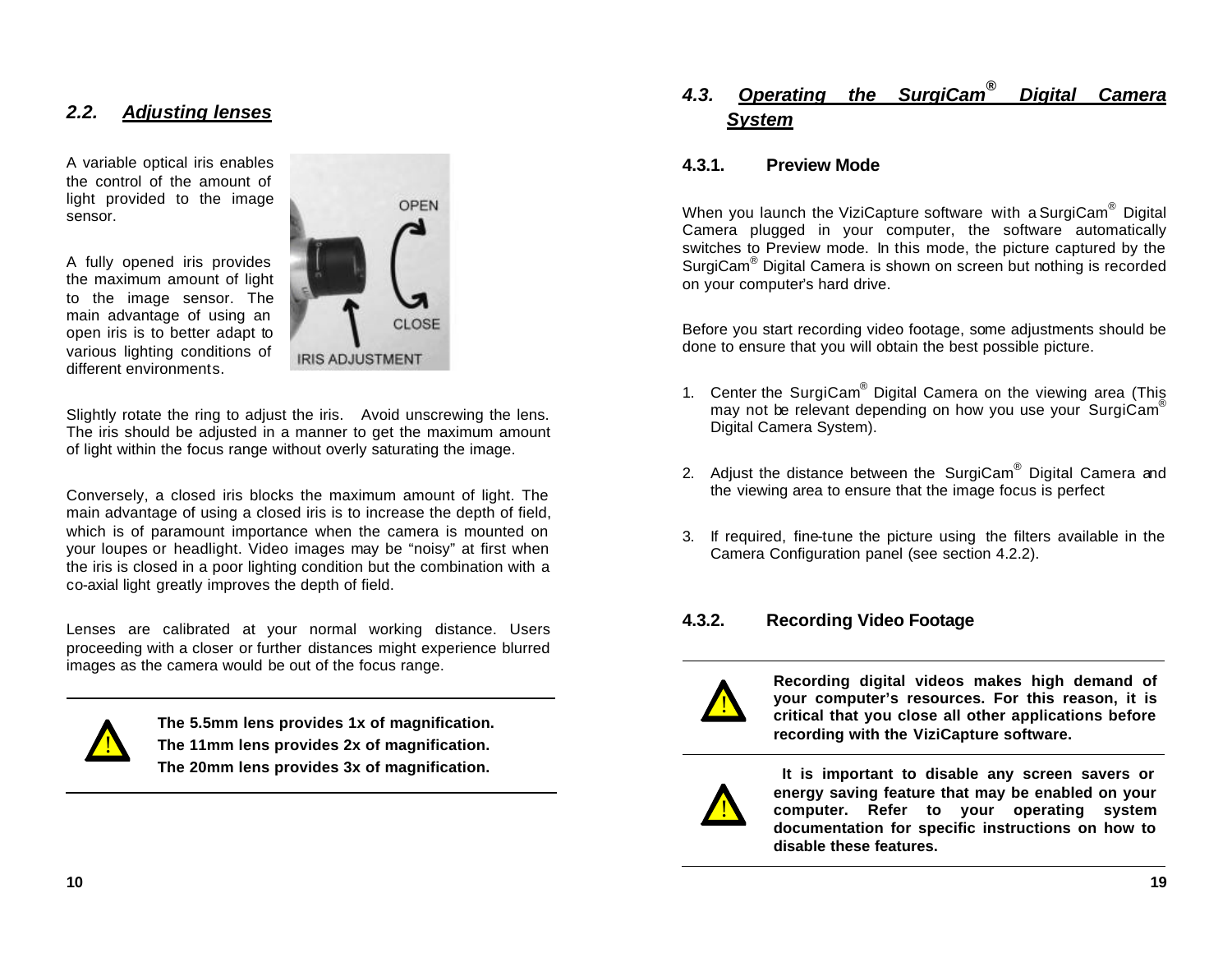## 2.2. Adjusting lenses

A variable optical iris enables the control of the amount of light provided to the image sensor.

A fully opened iris provides the maximum amount of light to the image sensor. The main advantage of using an open iris is to better adapt to various lighting conditions of different environments.

Slightly rotate the ring to adjust the iris. Avoid unscrewing the lens. The iris should be adjusted in a manner to get the maximum amount of light within the focus range without overly saturating the image.

Conversely, a closed iris blocks the maximum amount of light. The main advantage of using a closed iris is to increase the depth of field, which is of paramount importance when the camera is mounted on your loupes or headlight. Video images may be "noisy" at first when the iris is closed in a poor lighting condition but the combination with a co-axial light greatly improves the depth of field.

Lenses are calibrated at your normal working distance. Users proceeding with a closer or further distances might experience blurred images as the camera would be out of the focus range.

---

⚠ **The 5.5mm lens provides 1x of magnification.**
**The 11mm lens provides 2x of magnification.**
**The 20mm lens provides 3x of magnification.**

---

## 4.3. Operating the SurgiCam® Digital Camera System

### 4.3.1. Preview Mode

When you launch the ViziCapture software with a SurgiCam® Digital Camera plugged in your computer, the software automatically switches to Preview mode. In this mode, the picture captured by the SurgiCam® Digital Camera is shown on screen but nothing is recorded on your computer's hard drive.

Before you start recording video footage, some adjustments should be done to ensure that you will obtain the best possible picture.

1. Center the SurgiCam® Digital Camera on the viewing area (This may not be relevant depending on how you use your SurgiCam® Digital Camera System).

2. Adjust the distance between the SurgiCam® Digital Camera and the viewing area to ensure that the image focus is perfect

3. If required, fine-tune the picture using the filters available in the Camera Configuration panel (see section 4.2.2).

### 4.3.2. Recording Video Footage

---

⚠ **Recording digital videos makes high demand of your computer's resources. For this reason, it is critical that you close all other applications before recording with the ViziCapture software.**

---

⚠ **It is important to disable any screen savers or energy saving feature that may be enabled on your computer. Refer to your operating system documentation for specific instructions on how to disable these features.**

---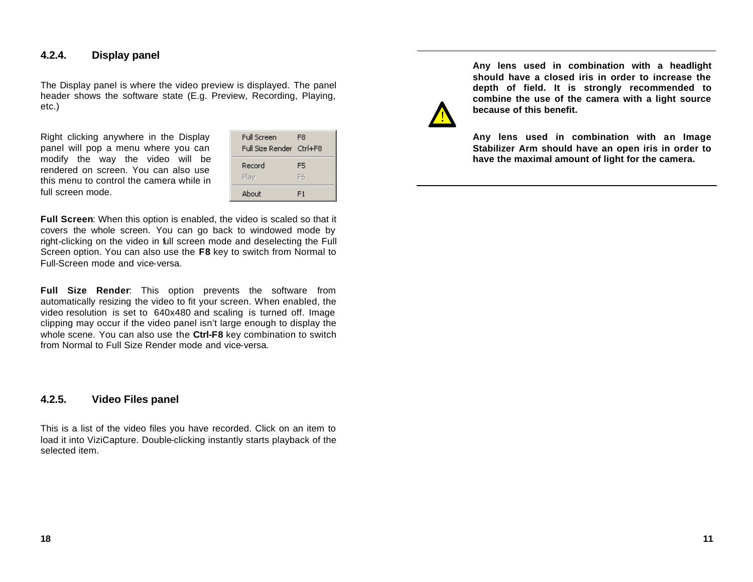### 4.2.4. Display panel

The Display panel is where the video preview is displayed. The panel header shows the software state (E.g. Preview, Recording, Playing, etc.)

Right clicking anywhere in the Display panel will pop a menu where you can modify the way the video will be rendered on screen. You can also use this menu to control the camera while in full screen mode.

| | |
|---|---|
| Full Screen | F8 |
| Full Size Render | Ctrl+F8 |
| Record | F5 |
| Play | F6 |
| About | F1 |

**Full Screen**: When this option is enabled, the video is scaled so that it covers the whole screen. You can go back to windowed mode by right-clicking on the video in full screen mode and deselecting the Full Screen option. You can also use the **F8** key to switch from Normal to Full-Screen mode and vice-versa.

**Full Size Render**: This option prevents the software from automatically resizing the video to fit your screen. When enabled, the video resolution is set to 640x480 and scaling is turned off. Image clipping may occur if the video panel isn't large enough to display the whole scene. You can also use the **Ctrl-F8** key combination to switch from Normal to Full Size Render mode and vice-versa.

### 4.2.5. Video Files panel

This is a list of the video files you have recorded. Click on an item to load it into ViziCapture. Double-clicking instantly starts playback of the selected item.

---

**Any lens used in combination with a headlight should have a closed iris in order to increase the depth of field. It is strongly recommended to combine the use of the camera with a light source because of this benefit.**

**Any lens used in combination with an Image Stabilizer Arm should have an open iris in order to have the maximal amount of light for the camera.**

---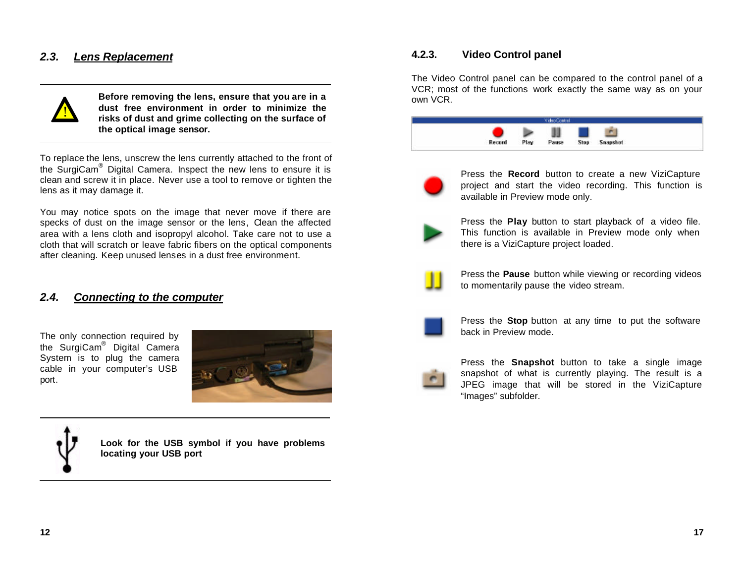## 2.3. Lens Replacement

**Before removing the lens, ensure that you are in a dust free environment in order to minimize the risks of dust and grime collecting on the surface of the optical image sensor.**

To replace the lens, unscrew the lens currently attached to the front of the SurgiCam® Digital Camera. Inspect the new lens to ensure it is clean and screw it in place. Never use a tool to remove or tighten the lens as it may damage it.

You may notice spots on the image that never move if there are specks of dust on the image sensor or the lens, Clean the affected area with a lens cloth and isopropyl alcohol. Take care not to use a cloth that will scratch or leave fabric fibers on the optical components after cleaning. Keep unused lenses in a dust free environment.

## 2.4. Connecting to the computer

The only connection required by the SurgiCam® Digital Camera System is to plug the camera cable in your computer's USB port.

**Look for the USB symbol if you have problems locating your USB port**

### 4.2.3. Video Control panel

The Video Control panel can be compared to the control panel of a VCR; most of the functions work exactly the same way as on your own VCR.

Press the **Record** button to create a new ViziCapture project and start the video recording. This function is available in Preview mode only.

Press the **Play** button to start playback of a video file. This function is available in Preview mode only when there is a ViziCapture project loaded.

Press the **Pause** button while viewing or recording videos to momentarily pause the video stream.

Press the **Stop** button at any time to put the software back in Preview mode.

Press the **Snapshot** button to take a single image snapshot of what is currently playing. The result is a JPEG image that will be stored in the ViziCapture "Images" subfolder.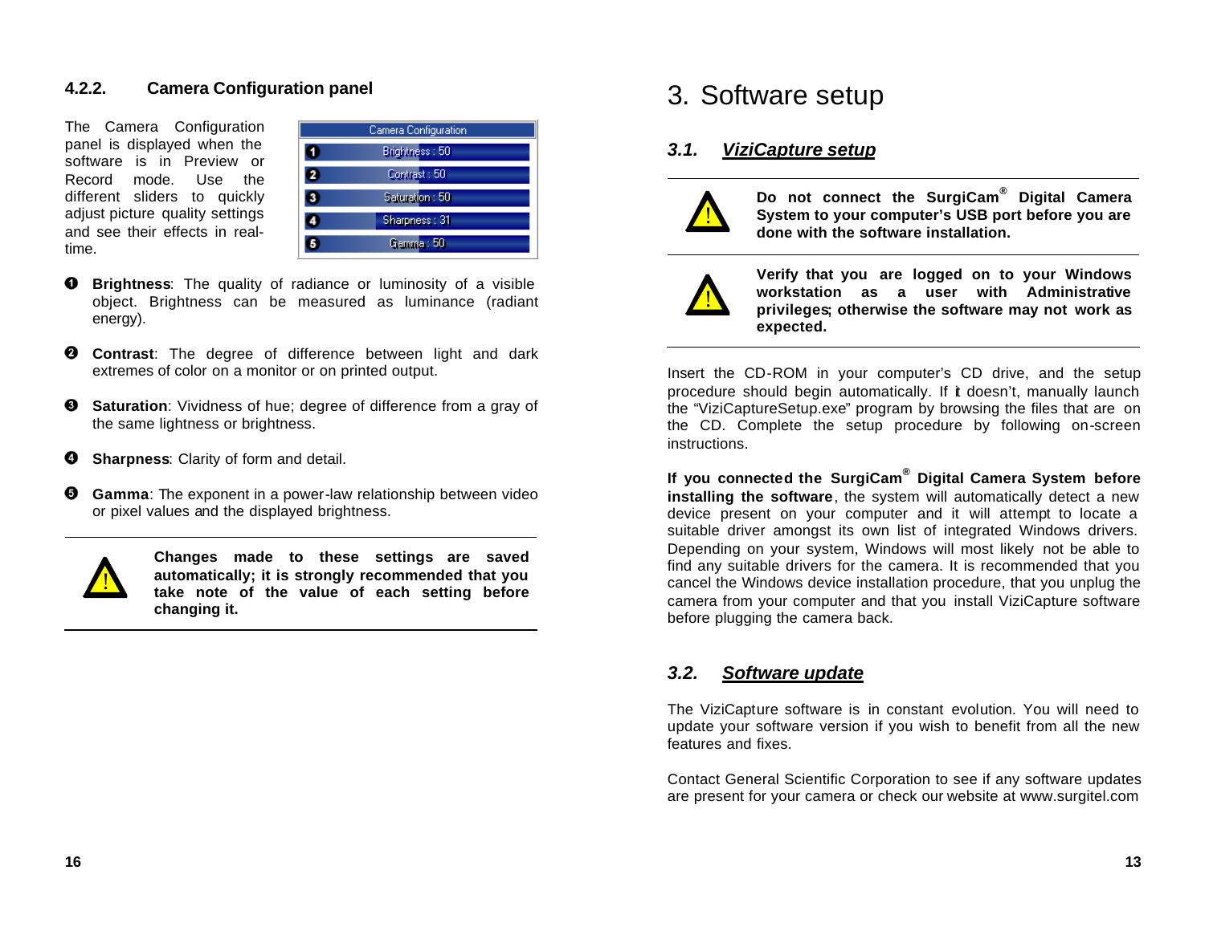#### 4.2.2. Camera Configuration panel

The Camera Configuration panel is displayed when the software is in Preview or Record mode. Use the different sliders to quickly adjust picture quality settings and see their effects in real-time.

| Camera Configuration |
|---|
| 1 Brightness : 50 |
| 2 Contrast : 50 |
| 3 Saturation : 50 |
| 4 Sharpness : 31 |
| 5 Gamma : 50 |

❶ **Brightness**: The quality of radiance or luminosity of a visible object. Brightness can be measured as luminance (radiant energy).

❷ **Contrast**: The degree of difference between light and dark extremes of color on a monitor or on printed output.

❸ **Saturation**: Vividness of hue; degree of difference from a gray of the same lightness or brightness.

❹ **Sharpness**: Clarity of form and detail.

❺ **Gamma**: The exponent in a power-law relationship between video or pixel values and the displayed brightness.

---

⚠ **Changes made to these settings are saved automatically; it is strongly recommended that you take note of the value of each setting before changing it.**

---

# 3. Software setup

## 3.1. *ViziCapture setup*

---

⚠ **Do not connect the SurgiCam® Digital Camera System to your computer's USB port before you are done with the software installation.**

---

⚠ **Verify that you are logged on to your Windows workstation as a user with Administrative privileges; otherwise the software may not work as expected.**

---

Insert the CD-ROM in your computer's CD drive, and the setup procedure should begin automatically. If it doesn't, manually launch the "ViziCaptureSetup.exe" program by browsing the files that are on the CD. Complete the setup procedure by following on-screen instructions.

**If you connected the SurgiCam® Digital Camera System before installing the software**, the system will automatically detect a new device present on your computer and it will attempt to locate a suitable driver amongst its own list of integrated Windows drivers. Depending on your system, Windows will most likely not be able to find any suitable drivers for the camera. It is recommended that you cancel the Windows device installation procedure, that you unplug the camera from your computer and that you install ViziCapture software before plugging the camera back.

## 3.2. *Software update*

The ViziCapture software is in constant evolution. You will need to update your software version if you wish to benefit from all the new features and fixes.

Contact General Scientific Corporation to see if any software updates are present for your camera or check our website at www.surgitel.com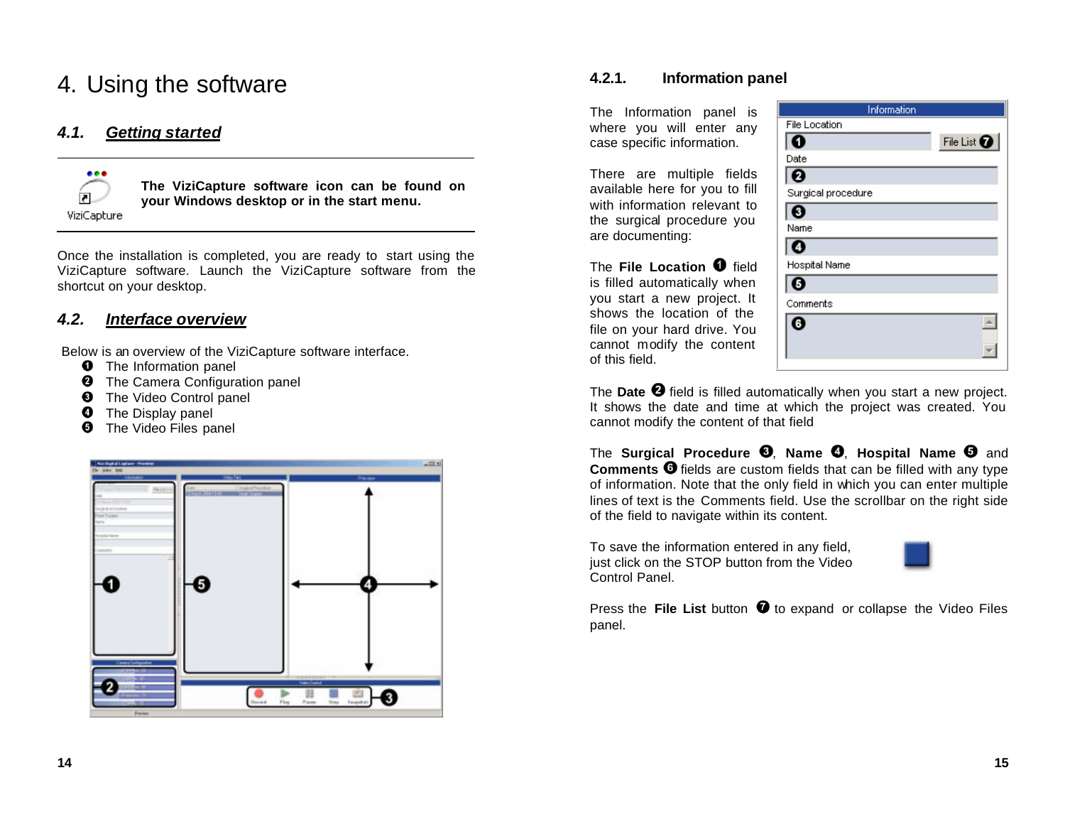# 4. Using the software

## 4.1. *Getting started*

**The ViziCapture software icon can be found on your Windows desktop or in the start menu.**

Once the installation is completed, you are ready to start using the ViziCapture software. Launch the ViziCapture software from the shortcut on your desktop.

## 4.2. *Interface overview*

Below is an overview of the ViziCapture software interface.

1. The Information panel
2. The Camera Configuration panel
3. The Video Control panel
4. The Display panel
5. The Video Files panel

### 4.2.1. Information panel

The Information panel is where you will enter any case specific information.

There are multiple fields available here for you to fill with information relevant to the surgical procedure you are documenting:

The **File Location** ❶ field is filled automatically when you start a new project. It shows the location of the file on your hard drive. You cannot modify the content of this field.

The **Date** ❷ field is filled automatically when you start a new project. It shows the date and time at which the project was created. You cannot modify the content of that field

The **Surgical Procedure** ❸, **Name** ❹, **Hospital Name** ❺ and **Comments** ❻ fields are custom fields that can be filled with any type of information. Note that the only field in which you can enter multiple lines of text is the Comments field. Use the scrollbar on the right side of the field to navigate within its content.

To save the information entered in any field, just click on the STOP button from the Video Control Panel.

Press the **File List** button ❼ to expand or collapse the Video Files panel.